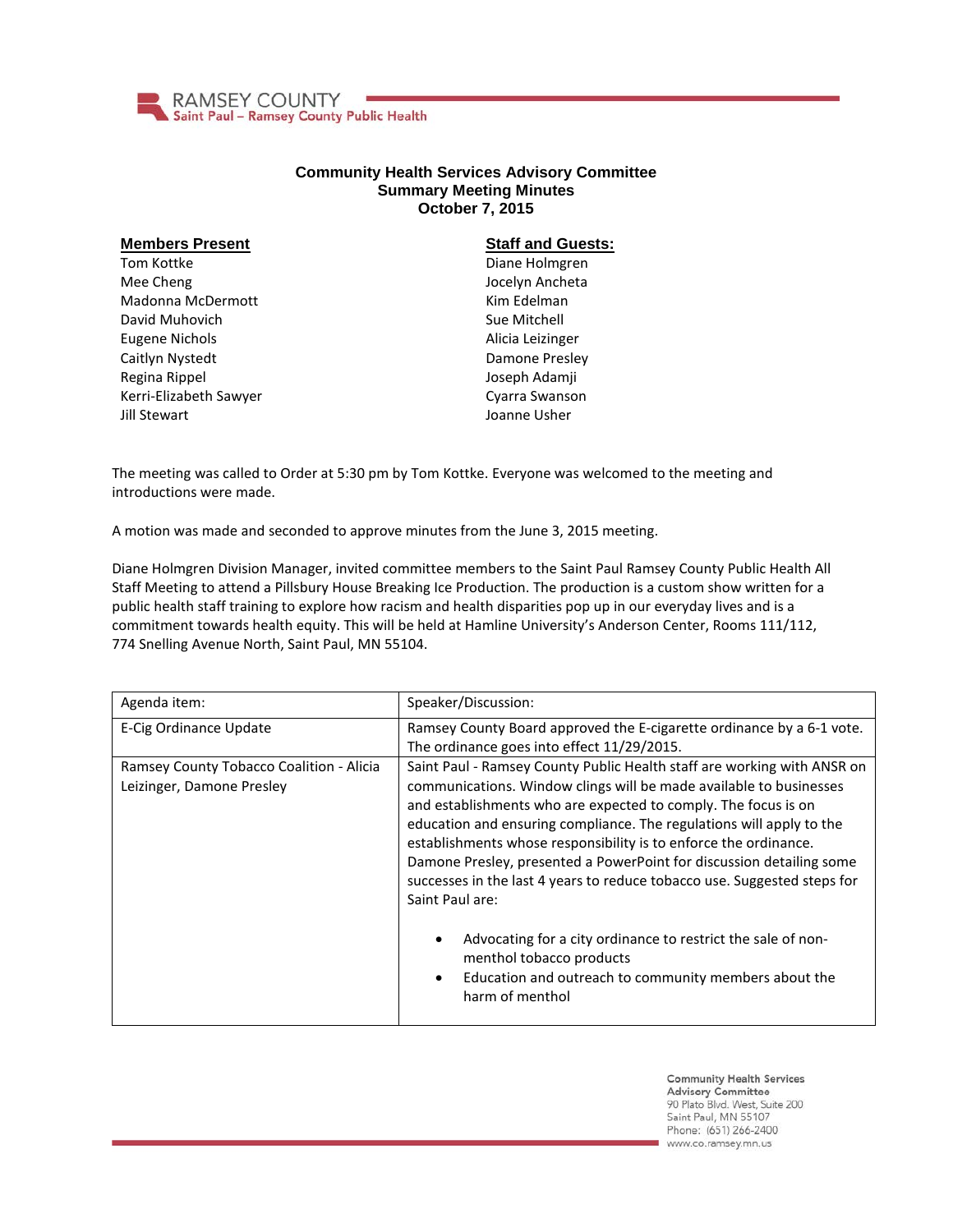RAMSEY COUNTY
Saint Paul – Ramsey County Public Health

# Community Health Services Advisory Committee
## Summary Meeting Minutes
## October 7, 2015

**Members Present**

Tom Kottke
Mee Cheng
Madonna McDermott
David Muhovich
Eugene Nichols
Caitlyn Nystedt
Regina Rippel
Kerri-Elizabeth Sawyer
Jill Stewart

**Staff and Guests:**

Diane Holmgren
Jocelyn Ancheta
Kim Edelman
Sue Mitchell
Alicia Leizinger
Damone Presley
Joseph Adamji
Cyarra Swanson
Joanne Usher

The meeting was called to Order at 5:30 pm by Tom Kottke. Everyone was welcomed to the meeting and introductions were made.

A motion was made and seconded to approve minutes from the June 3, 2015 meeting.

Diane Holmgren Division Manager, invited committee members to the Saint Paul Ramsey County Public Health All Staff Meeting to attend a Pillsbury House Breaking Ice Production. The production is a custom show written for a public health staff training to explore how racism and health disparities pop up in our everyday lives and is a commitment towards health equity. This will be held at Hamline University's Anderson Center, Rooms 111/112, 774 Snelling Avenue North, Saint Paul, MN 55104.

| Agenda item: | Speaker/Discussion: |
|---|---|
| E-Cig Ordinance Update | Ramsey County Board approved the E-cigarette ordinance by a 6-1 vote. The ordinance goes into effect 11/29/2015. |
| Ramsey County Tobacco Coalition - Alicia Leizinger, Damone Presley | Saint Paul - Ramsey County Public Health staff are working with ANSR on communications. Window clings will be made available to businesses and establishments who are expected to comply. The focus is on education and ensuring compliance. The regulations will apply to the establishments whose responsibility is to enforce the ordinance. Damone Presley, presented a PowerPoint for discussion detailing some successes in the last 4 years to reduce tobacco use. Suggested steps for Saint Paul are: <br><br>• Advocating for a city ordinance to restrict the sale of non-menthol tobacco products<br>• Education and outreach to community members about the harm of menthol |

Community Health Services Advisory Committee
90 Plato Blvd. West, Suite 200
Saint Paul, MN 55107
Phone: (651) 266-2400
www.co.ramsey.mn.us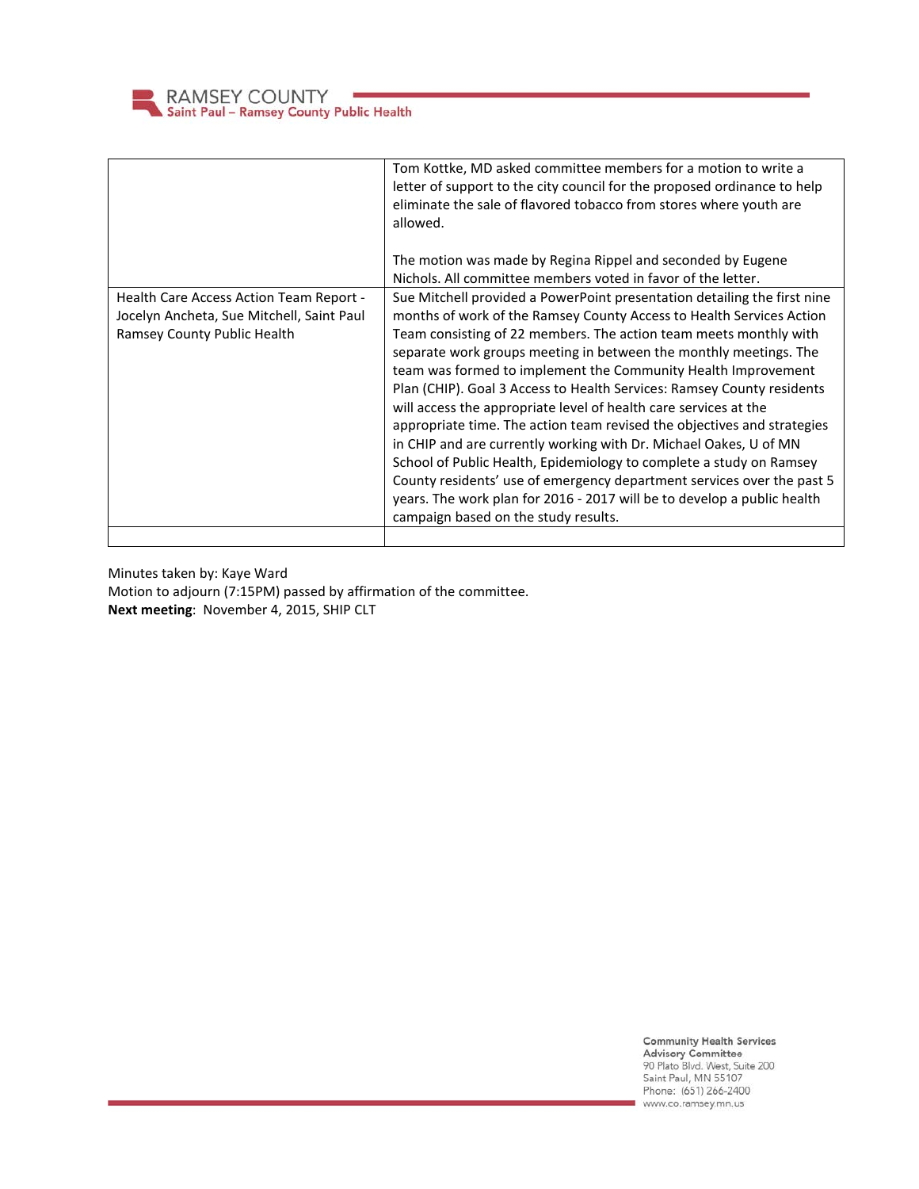| | |
|---|---|
| | Tom Kottke, MD asked committee members for a motion to write a letter of support to the city council for the proposed ordinance to help eliminate the sale of flavored tobacco from stores where youth are allowed.<br><br>The motion was made by Regina Rippel and seconded by Eugene Nichols. All committee members voted in favor of the letter. |
| Health Care Access Action Team Report - Jocelyn Ancheta, Sue Mitchell, Saint Paul Ramsey County Public Health | Sue Mitchell provided a PowerPoint presentation detailing the first nine months of work of the Ramsey County Access to Health Services Action Team consisting of 22 members. The action team meets monthly with separate work groups meeting in between the monthly meetings. The team was formed to implement the Community Health Improvement Plan (CHIP). Goal 3 Access to Health Services: Ramsey County residents will access the appropriate level of health care services at the appropriate time. The action team revised the objectives and strategies in CHIP and are currently working with Dr. Michael Oakes, U of MN School of Public Health, Epidemiology to complete a study on Ramsey County residents' use of emergency department services over the past 5 years. The work plan for 2016 - 2017 will be to develop a public health campaign based on the study results. |
| | |

Minutes taken by: Kaye Ward
Motion to adjourn (7:15PM) passed by affirmation of the committee.
**Next meeting**: November 4, 2015, SHIP CLT